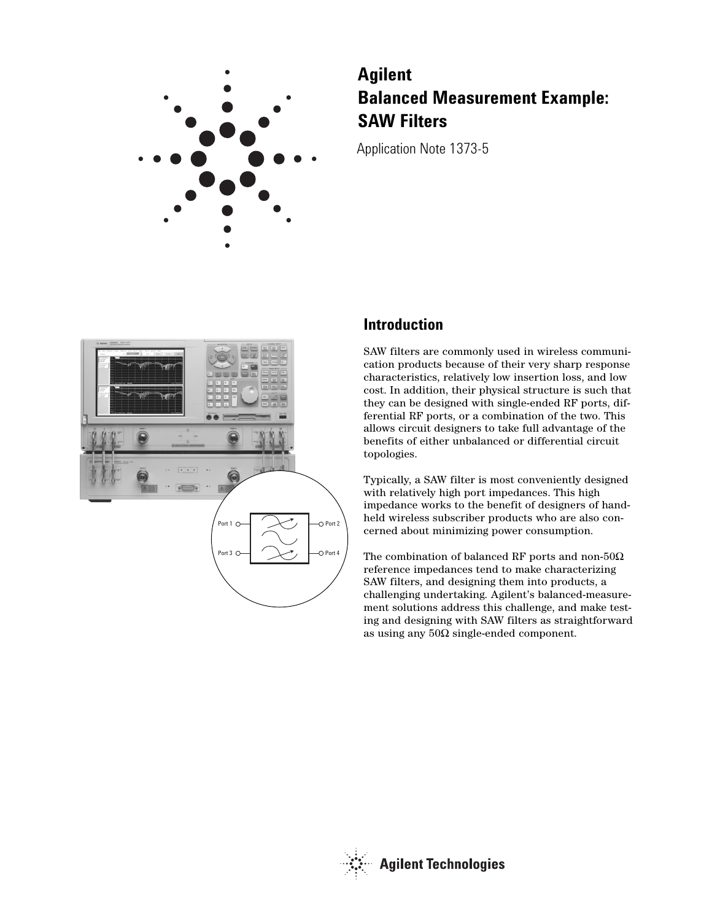# Agilent Balanced Measurement Example: SAW Filters

Application Note 1373-5

## Introduction

SAW filters are commonly used in wireless communication products because of their very sharp response characteristics, relatively low insertion loss, and low cost. In addition, their physical structure is such that they can be designed with single-ended RF ports, differential RF ports, or a combination of the two. This allows circuit designers to take full advantage of the benefits of either unbalanced or differential circuit topologies.

Typically, a SAW filter is most conveniently designed with relatively high port impedances. This high impedance works to the benefit of designers of handheld wireless subscriber products who are also concerned about minimizing power consumption.

The combination of balanced RF ports and non-50Ω reference impedances tend to make characterizing SAW filters, and designing them into products, a challenging undertaking. Agilent's balanced-measurement solutions address this challenge, and make testing and designing with SAW filters as straightforward as using any 50Ω single-ended component.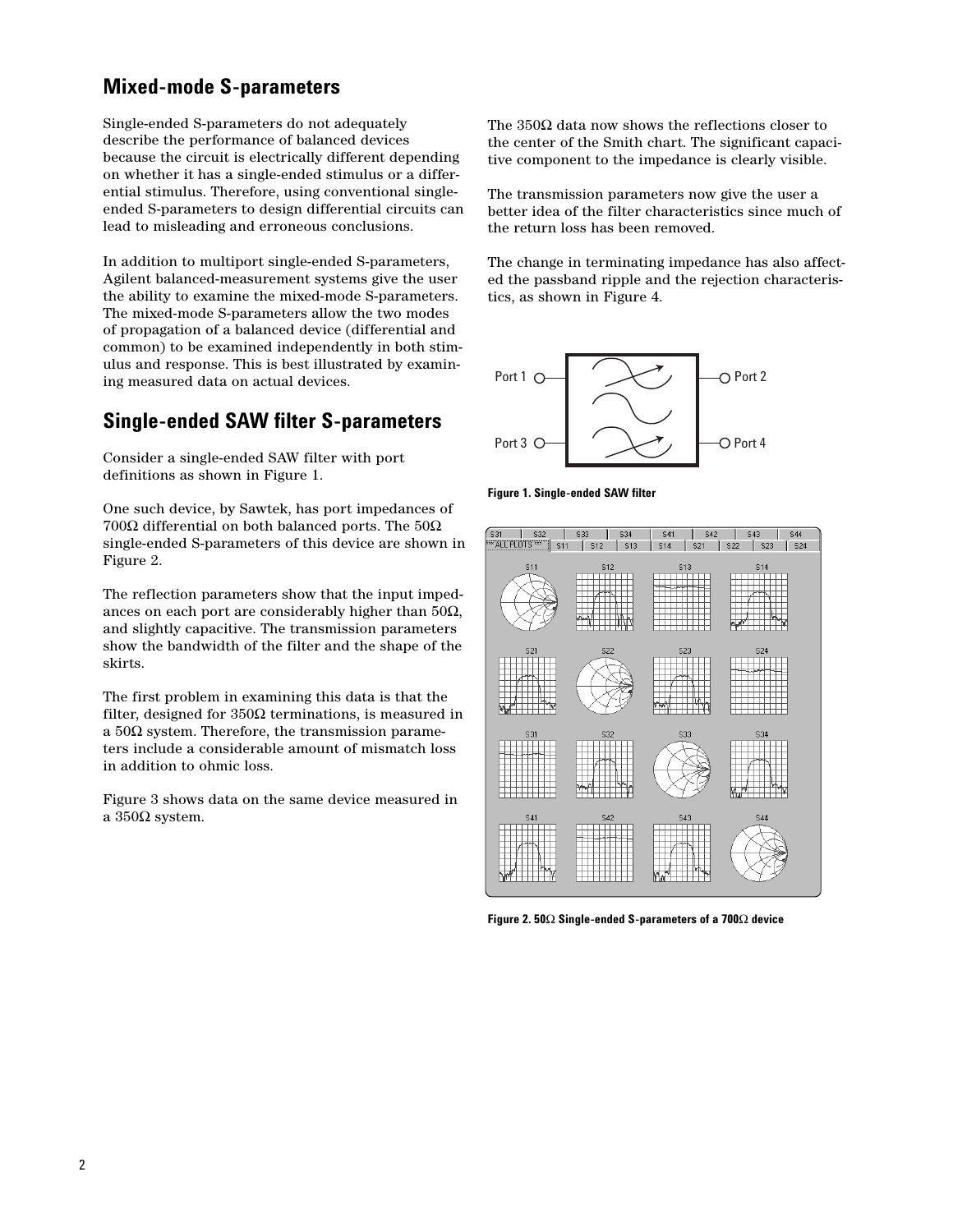## Mixed-mode S-parameters

Single-ended S-parameters do not adequately describe the performance of balanced devices because the circuit is electrically different depending on whether it has a single-ended stimulus or a differential stimulus. Therefore, using conventional single-ended S-parameters to design differential circuits can lead to misleading and erroneous conclusions.

In addition to multiport single-ended S-parameters, Agilent balanced-measurement systems give the user the ability to examine the mixed-mode S-parameters. The mixed-mode S-parameters allow the two modes of propagation of a balanced device (differential and common) to be examined independently in both stimulus and response. This is best illustrated by examining measured data on actual devices.

## Single-ended SAW filter S-parameters

Consider a single-ended SAW filter with port definitions as shown in Figure 1.

One such device, by Sawtek, has port impedances of 700Ω differential on both balanced ports. The 50Ω single-ended S-parameters of this device are shown in Figure 2.

The reflection parameters show that the input impedances on each port are considerably higher than 50Ω, and slightly capacitive. The transmission parameters show the bandwidth of the filter and the shape of the skirts.

The first problem in examining this data is that the filter, designed for 350Ω terminations, is measured in a 50Ω system. Therefore, the transmission parameters include a considerable amount of mismatch loss in addition to ohmic loss.

Figure 3 shows data on the same device measured in a 350Ω system.

The 350Ω data now shows the reflections closer to the center of the Smith chart. The significant capacitive component to the impedance is clearly visible.

The transmission parameters now give the user a better idea of the filter characteristics since much of the return loss has been removed.

The change in terminating impedance has also affected the passband ripple and the rejection characteristics, as shown in Figure 4.

**Figure 1. Single-ended SAW filter**

**Figure 2. 50Ω Single-ended S-parameters of a 700Ω device**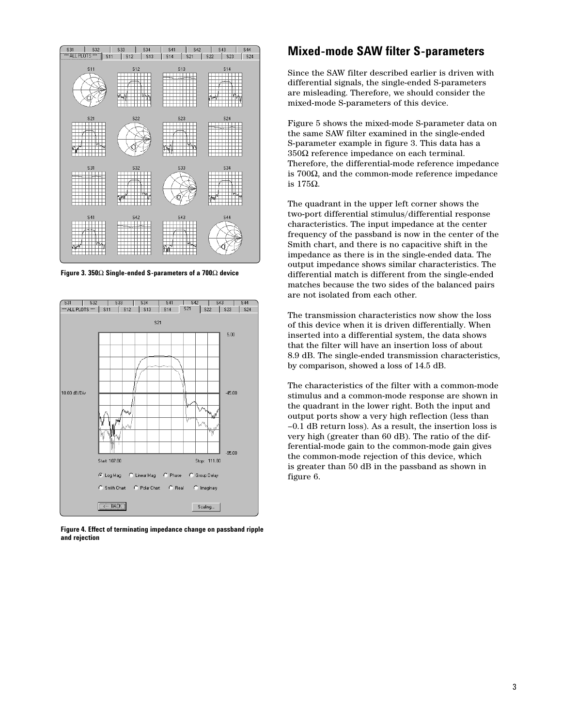Figure 3. 350Ω Single-ended S-parameters of a 700Ω device

Figure 4. Effect of terminating impedance change on passband ripple and rejection

## Mixed-mode SAW filter S-parameters

Since the SAW filter described earlier is driven with differential signals, the single-ended S-parameters are misleading. Therefore, we should consider the mixed-mode S-parameters of this device.

Figure 5 shows the mixed-mode S-parameter data on the same SAW filter examined in the single-ended S-parameter example in figure 3. This data has a 350Ω reference impedance on each terminal. Therefore, the differential-mode reference impedance is 700Ω, and the common-mode reference impedance is 175Ω.

The quadrant in the upper left corner shows the two-port differential stimulus/differential response characteristics. The input impedance at the center frequency of the passband is now in the center of the Smith chart, and there is no capacitive shift in the impedance as there is in the single-ended data. The output impedance shows similar characteristics. The differential match is different from the single-ended matches because the two sides of the balanced pairs are not isolated from each other.

The transmission characteristics now show the loss of this device when it is driven differentially. When inserted into a differential system, the data shows that the filter will have an insertion loss of about 8.9 dB. The single-ended transmission characteristics, by comparison, showed a loss of 14.5 dB.

The characteristics of the filter with a common-mode stimulus and a common-mode response are shown in the quadrant in the lower right. Both the input and output ports show a very high reflection (less than –0.1 dB return loss). As a result, the insertion loss is very high (greater than 60 dB). The ratio of the differential-mode gain to the common-mode gain gives the common-mode rejection of this device, which is greater than 50 dB in the passband as shown in figure 6.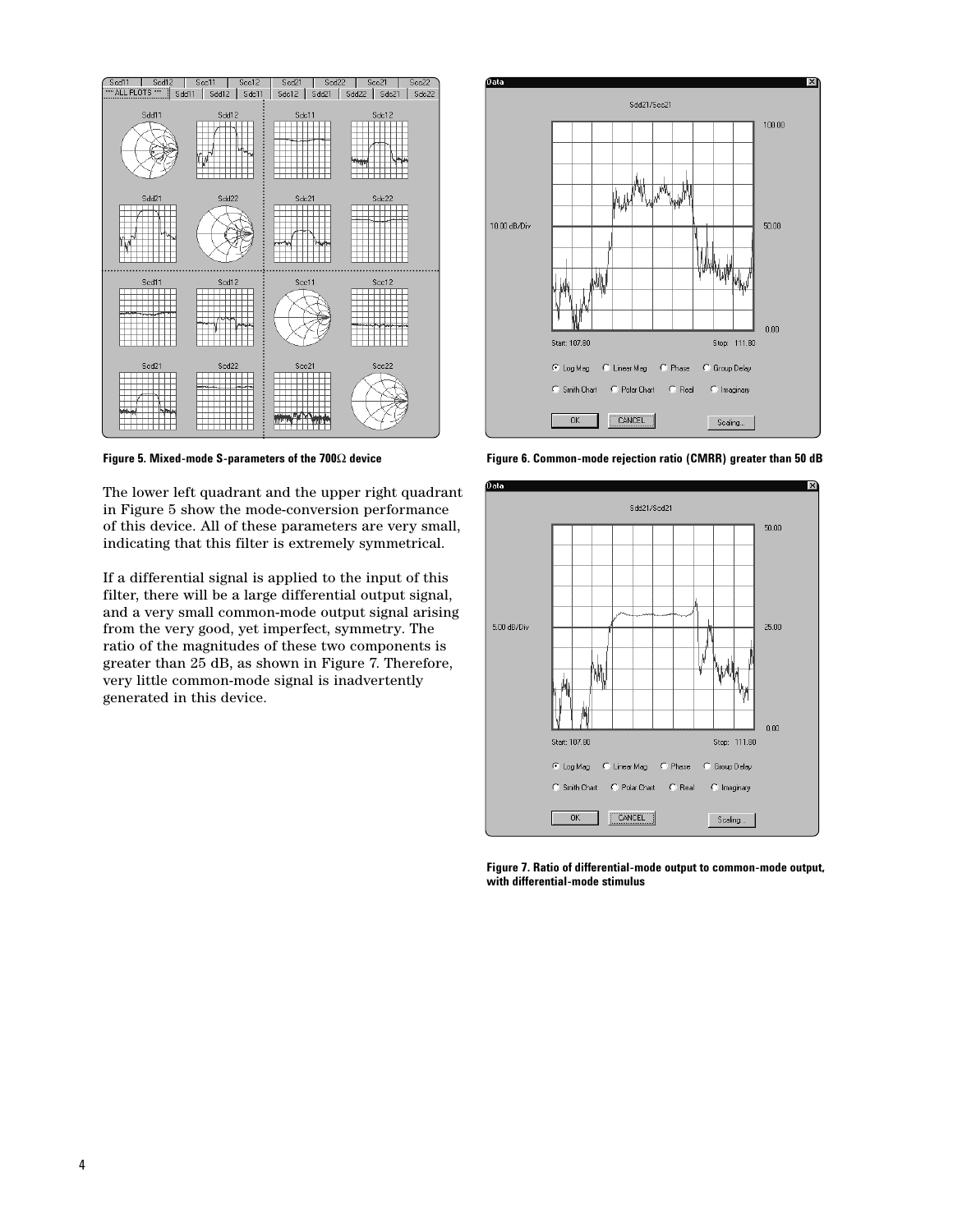Figure 5. Mixed-mode S-parameters of the 700Ω device

Figure 6. Common-mode rejection ratio (CMRR) greater than 50 dB

The lower left quadrant and the upper right quadrant in Figure 5 show the mode-conversion performance of this device. All of these parameters are very small, indicating that this filter is extremely symmetrical.

If a differential signal is applied to the input of this filter, there will be a large differential output signal, and a very small common-mode output signal arising from the very good, yet imperfect, symmetry. The ratio of the magnitudes of these two components is greater than 25 dB, as shown in Figure 7. Therefore, very little common-mode signal is inadvertently generated in this device.

Figure 7. Ratio of differential-mode output to common-mode output, with differential-mode stimulus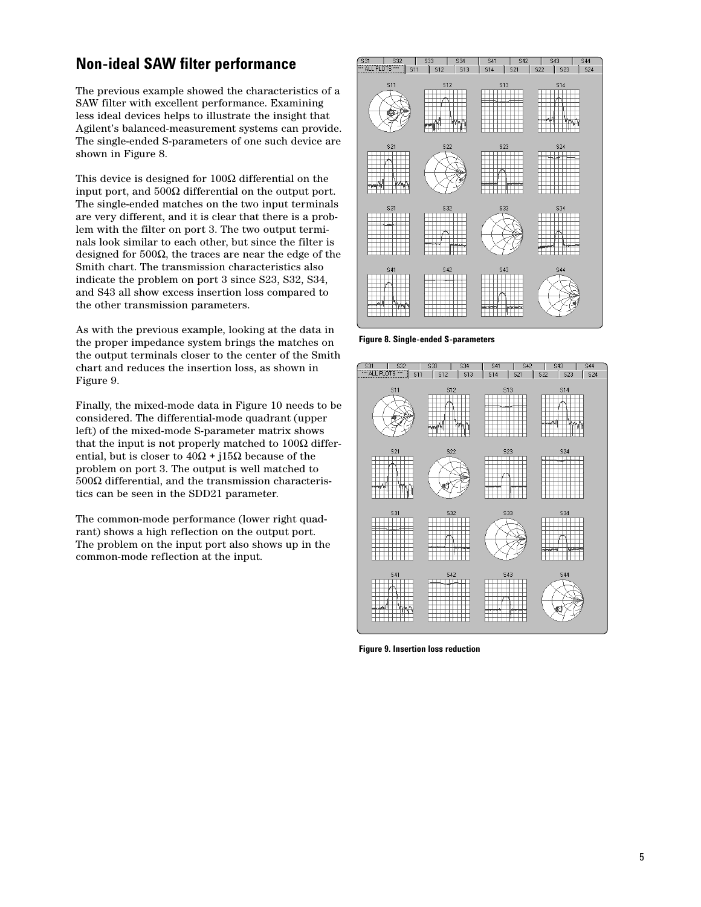## Non-ideal SAW filter performance

The previous example showed the characteristics of a SAW filter with excellent performance. Examining less ideal devices helps to illustrate the insight that Agilent's balanced-measurement systems can provide. The single-ended S-parameters of one such device are shown in Figure 8.

This device is designed for 100Ω differential on the input port, and 500Ω differential on the output port. The single-ended matches on the two input terminals are very different, and it is clear that there is a problem with the filter on port 3. The two output terminals look similar to each other, but since the filter is designed for 500Ω, the traces are near the edge of the Smith chart. The transmission characteristics also indicate the problem on port 3 since S23, S32, S34, and S43 all show excess insertion loss compared to the other transmission parameters.

As with the previous example, looking at the data in the proper impedance system brings the matches on the output terminals closer to the center of the Smith chart and reduces the insertion loss, as shown in Figure 9.

Finally, the mixed-mode data in Figure 10 needs to be considered. The differential-mode quadrant (upper left) of the mixed-mode S-parameter matrix shows that the input is not properly matched to 100Ω differential, but is closer to 40Ω + j15Ω because of the problem on port 3. The output is well matched to 500Ω differential, and the transmission characteristics can be seen in the SDD21 parameter.

The common-mode performance (lower right quadrant) shows a high reflection on the output port. The problem on the input port also shows up in the common-mode reflection at the input.

**Figure 8. Single-ended S-parameters**

**Figure 9. Insertion loss reduction**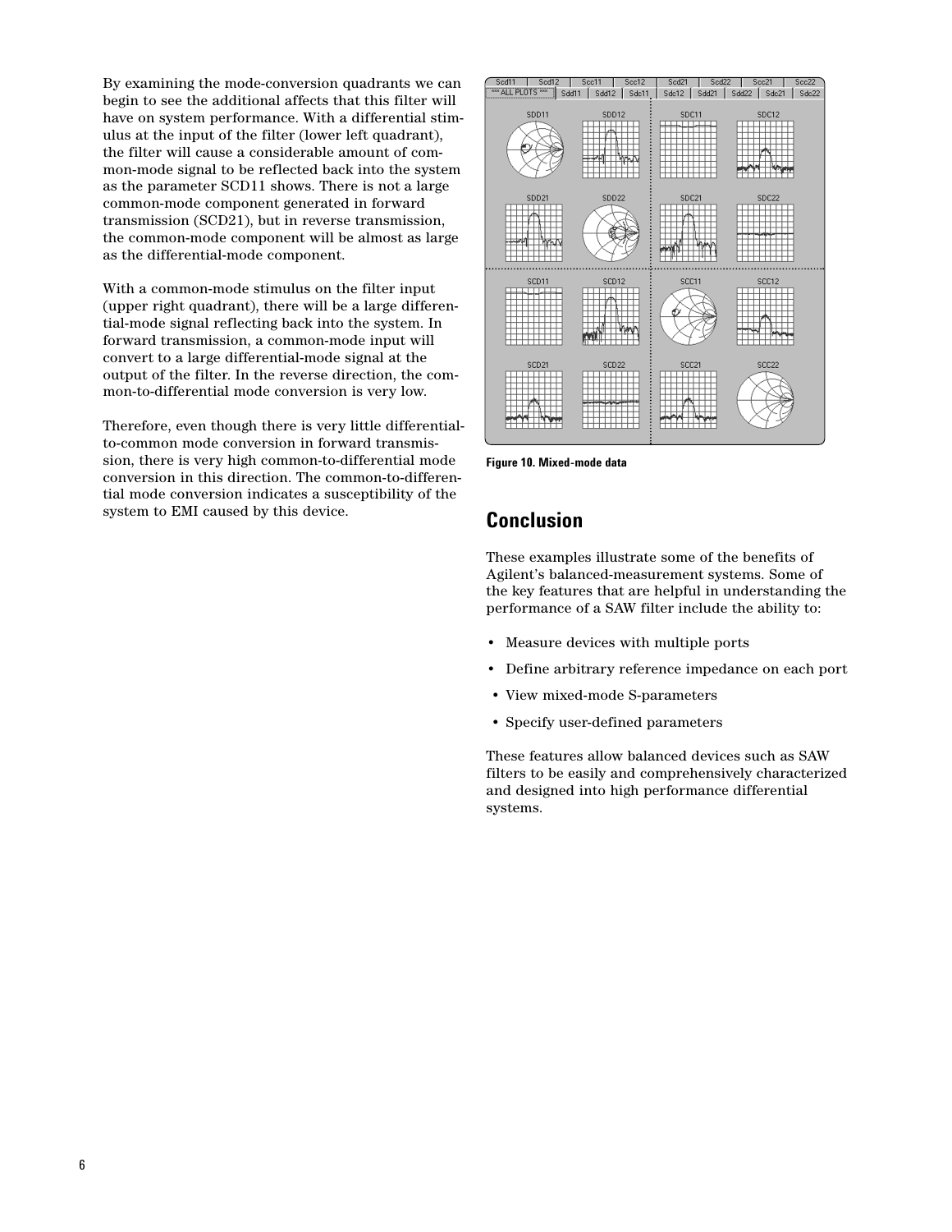By examining the mode-conversion quadrants we can begin to see the additional affects that this filter will have on system performance. With a differential stimulus at the input of the filter (lower left quadrant), the filter will cause a considerable amount of common-mode signal to be reflected back into the system as the parameter SCD11 shows. There is not a large common-mode component generated in forward transmission (SCD21), but in reverse transmission, the common-mode component will be almost as large as the differential-mode component.

With a common-mode stimulus on the filter input (upper right quadrant), there will be a large differential-mode signal reflecting back into the system. In forward transmission, a common-mode input will convert to a large differential-mode signal at the output of the filter. In the reverse direction, the common-to-differential mode conversion is very low.

Therefore, even though there is very little differential-to-common mode conversion in forward transmission, there is very high common-to-differential mode conversion in this direction. The common-to-differential mode conversion indicates a susceptibility of the system to EMI caused by this device.

**Figure 10. Mixed-mode data**

## Conclusion

These examples illustrate some of the benefits of Agilent's balanced-measurement systems. Some of the key features that are helpful in understanding the performance of a SAW filter include the ability to:

- Measure devices with multiple ports
- Define arbitrary reference impedance on each port
- View mixed-mode S-parameters
- Specify user-defined parameters

These features allow balanced devices such as SAW filters to be easily and comprehensively characterized and designed into high performance differential systems.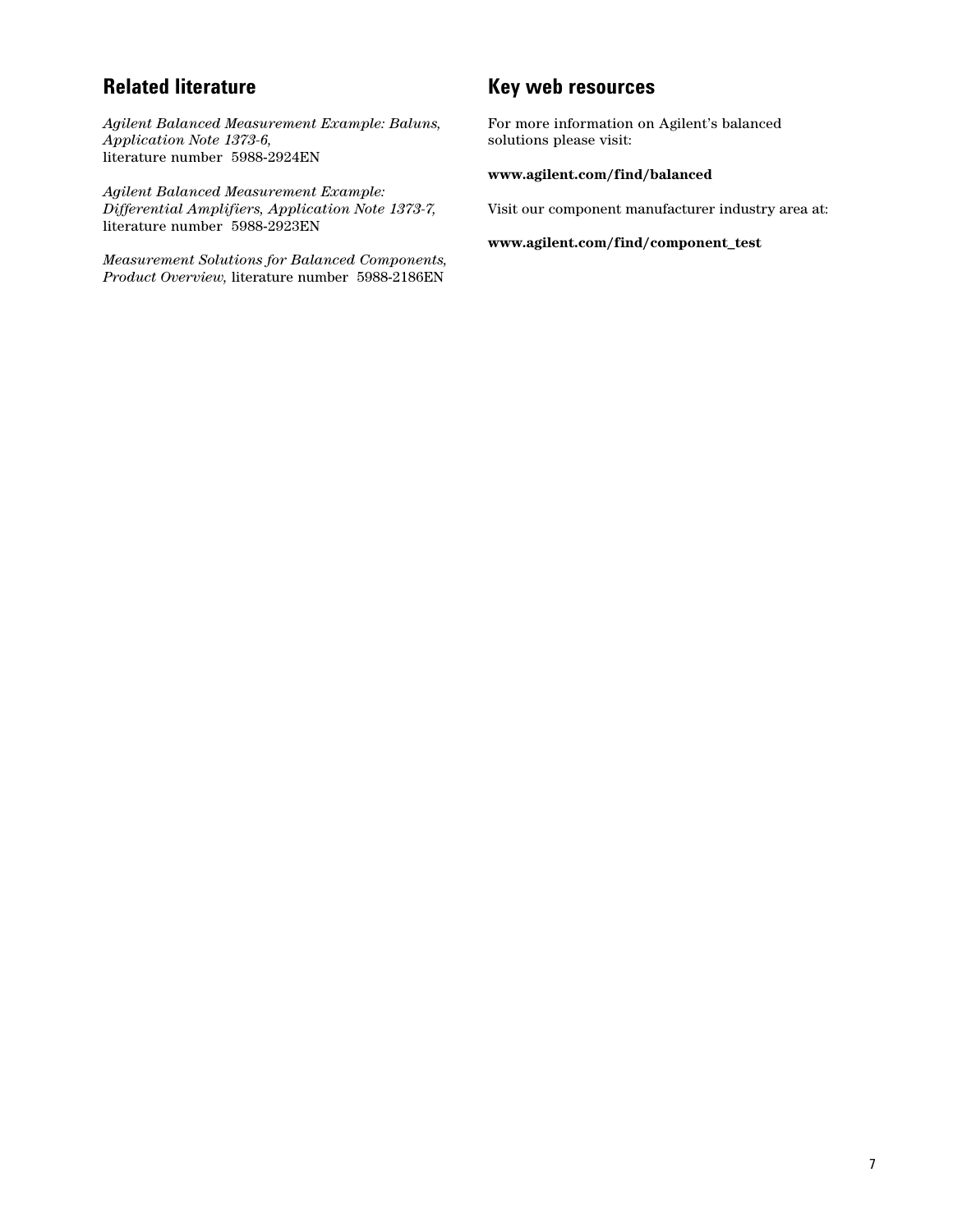## Related literature

*Agilent Balanced Measurement Example: Baluns, Application Note 1373-6,* literature number 5988-2924EN

*Agilent Balanced Measurement Example: Differential Amplifiers, Application Note 1373-7,* literature number 5988-2923EN

*Measurement Solutions for Balanced Components, Product Overview,* literature number 5988-2186EN

## Key web resources

For more information on Agilent's balanced solutions please visit:

**www.agilent.com/find/balanced**

Visit our component manufacturer industry area at:

**www.agilent.com/find/component_test**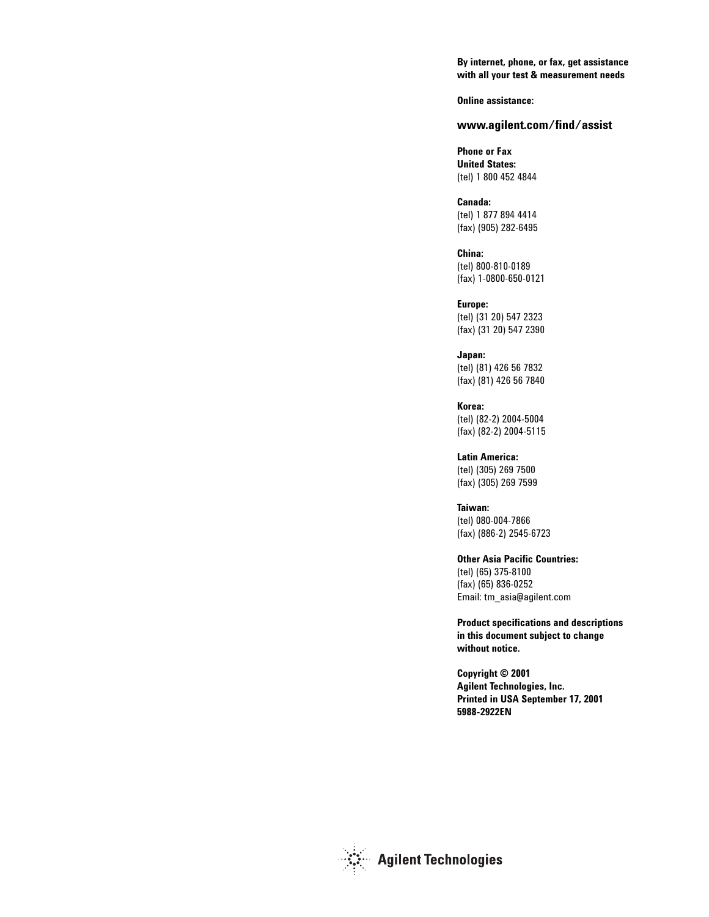**By internet, phone, or fax, get assistance with all your test & measurement needs**

**Online assistance:**

**www.agilent.com/find/assist**

**Phone or Fax**
**United States:**
(tel) 1 800 452 4844

**Canada:**
(tel) 1 877 894 4414
(fax) (905) 282-6495

**China:**
(tel) 800-810-0189
(fax) 1-0800-650-0121

**Europe:**
(tel) (31 20) 547 2323
(fax) (31 20) 547 2390

**Japan:**
(tel) (81) 426 56 7832
(fax) (81) 426 56 7840

**Korea:**
(tel) (82-2) 2004-5004
(fax) (82-2) 2004-5115

**Latin America:**
(tel) (305) 269 7500
(fax) (305) 269 7599

**Taiwan:**
(tel) 080-004-7866
(fax) (886-2) 2545-6723

**Other Asia Pacific Countries:**
(tel) (65) 375-8100
(fax) (65) 836-0252
Email: tm_asia@agilent.com

**Product specifications and descriptions in this document subject to change without notice.**

**Copyright © 2001**
**Agilent Technologies, Inc.**
**Printed in USA September 17, 2001**
**5988-2922EN**

**Agilent Technologies**